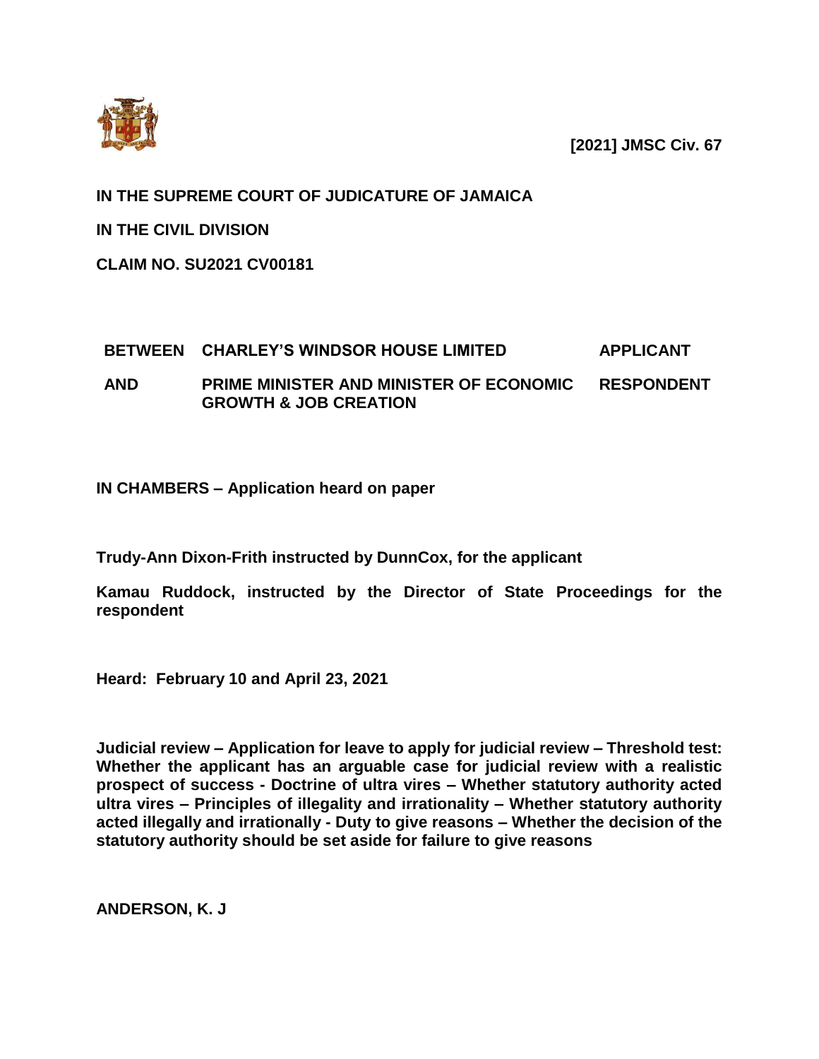**[2021] JMSC Civ. 67**

**IN THE SUPREME COURT OF JUDICATURE OF JAMAICA**

**IN THE CIVIL DIVISION**

**CLAIM NO. SU2021 CV00181**

| | | |
|---|---|---|
| **BETWEEN** | **CHARLEY'S WINDSOR HOUSE LIMITED** | **APPLICANT** |
| **AND** | **PRIME MINISTER AND MINISTER OF ECONOMIC GROWTH & JOB CREATION** | **RESPONDENT** |

**IN CHAMBERS – Application heard on paper**

**Trudy-Ann Dixon-Frith instructed by DunnCox, for the applicant**

**Kamau Ruddock, instructed by the Director of State Proceedings for the respondent**

**Heard: February 10 and April 23, 2021**

**Judicial review – Application for leave to apply for judicial review – Threshold test: Whether the applicant has an arguable case for judicial review with a realistic prospect of success - Doctrine of ultra vires – Whether statutory authority acted ultra vires – Principles of illegality and irrationality – Whether statutory authority acted illegally and irrationally - Duty to give reasons – Whether the decision of the statutory authority should be set aside for failure to give reasons**

**ANDERSON, K. J**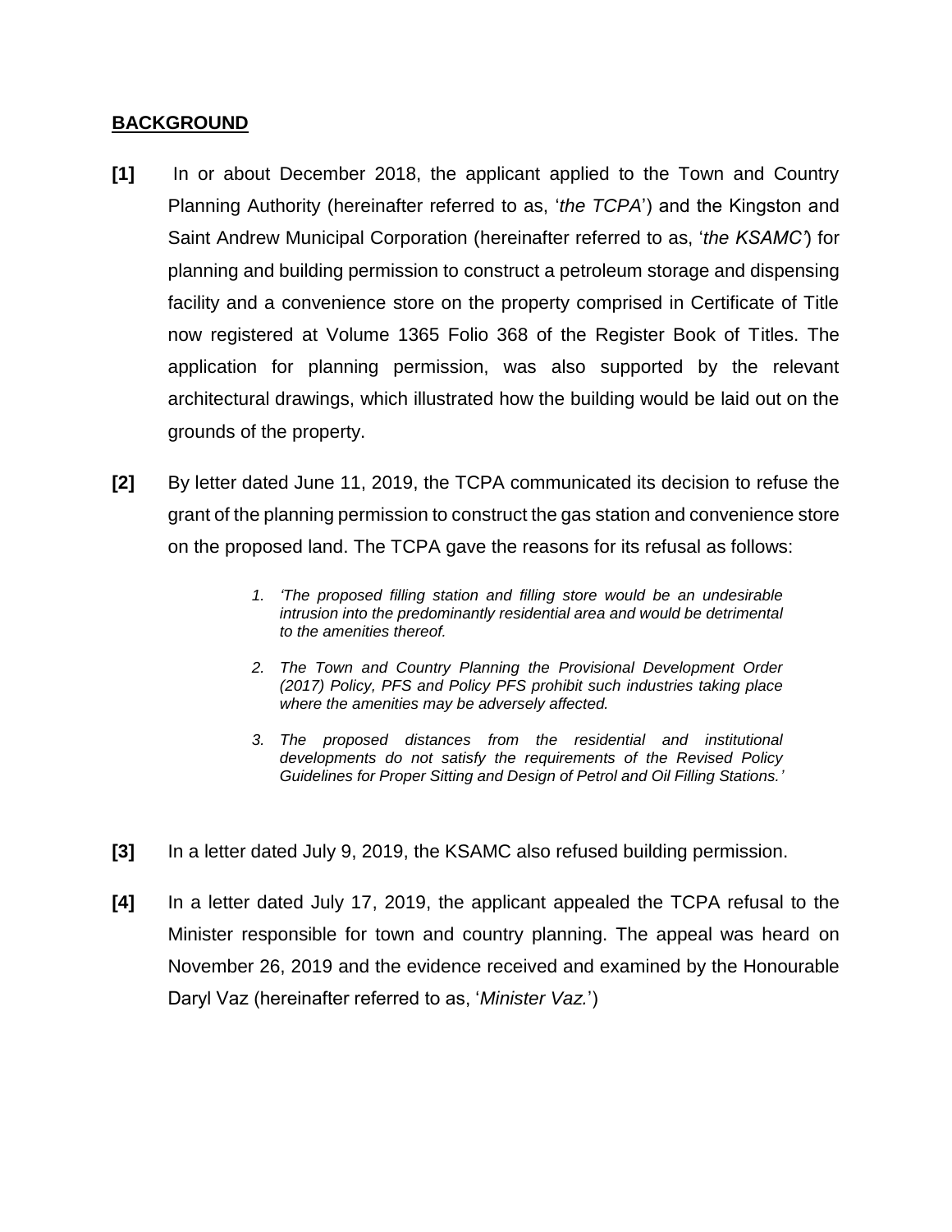## BACKGROUND

**[1]** In or about December 2018, the applicant applied to the Town and Country Planning Authority (hereinafter referred to as, '*the TCPA*') and the Kingston and Saint Andrew Municipal Corporation (hereinafter referred to as, '*the KSAMC'*) for planning and building permission to construct a petroleum storage and dispensing facility and a convenience store on the property comprised in Certificate of Title now registered at Volume 1365 Folio 368 of the Register Book of Titles. The application for planning permission, was also supported by the relevant architectural drawings, which illustrated how the building would be laid out on the grounds of the property.

**[2]** By letter dated June 11, 2019, the TCPA communicated its decision to refuse the grant of the planning permission to construct the gas station and convenience store on the proposed land. The TCPA gave the reasons for its refusal as follows:

> 1. *'The proposed filling station and filling store would be an undesirable intrusion into the predominantly residential area and would be detrimental to the amenities thereof.*
>
> 2. *The Town and Country Planning the Provisional Development Order (2017) Policy, PFS and Policy PFS prohibit such industries taking place where the amenities may be adversely affected.*
>
> 3. *The proposed distances from the residential and institutional developments do not satisfy the requirements of the Revised Policy Guidelines for Proper Sitting and Design of Petrol and Oil Filling Stations.'*

**[3]** In a letter dated July 9, 2019, the KSAMC also refused building permission.

**[4]** In a letter dated July 17, 2019, the applicant appealed the TCPA refusal to the Minister responsible for town and country planning. The appeal was heard on November 26, 2019 and the evidence received and examined by the Honourable Daryl Vaz (hereinafter referred to as, '*Minister Vaz.*')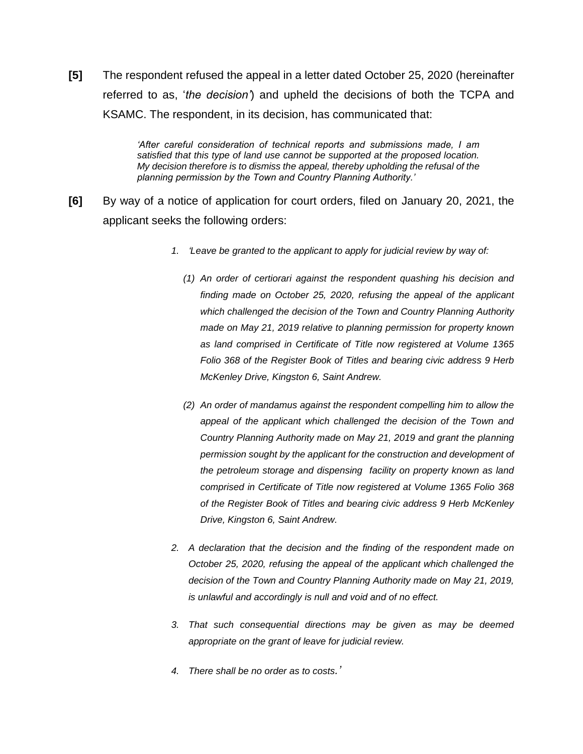**[5]** The respondent refused the appeal in a letter dated October 25, 2020 (hereinafter referred to as, '*the decision*') and upheld the decisions of both the TCPA and KSAMC. The respondent, in its decision, has communicated that:

> *'After careful consideration of technical reports and submissions made, I am satisfied that this type of land use cannot be supported at the proposed location. My decision therefore is to dismiss the appeal, thereby upholding the refusal of the planning permission by the Town and Country Planning Authority.'*

**[6]** By way of a notice of application for court orders, filed on January 20, 2021, the applicant seeks the following orders:

> 1. *'Leave be granted to the applicant to apply for judicial review by way of:*
>
>    *(1) An order of certiorari against the respondent quashing his decision and finding made on October 25, 2020, refusing the appeal of the applicant which challenged the decision of the Town and Country Planning Authority made on May 21, 2019 relative to planning permission for property known as land comprised in Certificate of Title now registered at Volume 1365 Folio 368 of the Register Book of Titles and bearing civic address 9 Herb McKenley Drive, Kingston 6, Saint Andrew.*
>
>    *(2) An order of mandamus against the respondent compelling him to allow the appeal of the applicant which challenged the decision of the Town and Country Planning Authority made on May 21, 2019 and grant the planning permission sought by the applicant for the construction and development of the petroleum storage and dispensing facility on property known as land comprised in Certificate of Title now registered at Volume 1365 Folio 368 of the Register Book of Titles and bearing civic address 9 Herb McKenley Drive, Kingston 6, Saint Andrew.*
>
> 2. *A declaration that the decision and the finding of the respondent made on October 25, 2020, refusing the appeal of the applicant which challenged the decision of the Town and Country Planning Authority made on May 21, 2019, is unlawful and accordingly is null and void and of no effect.*
>
> 3. *That such consequential directions may be given as may be deemed appropriate on the grant of leave for judicial review.*
>
> 4. *There shall be no order as to costs.'*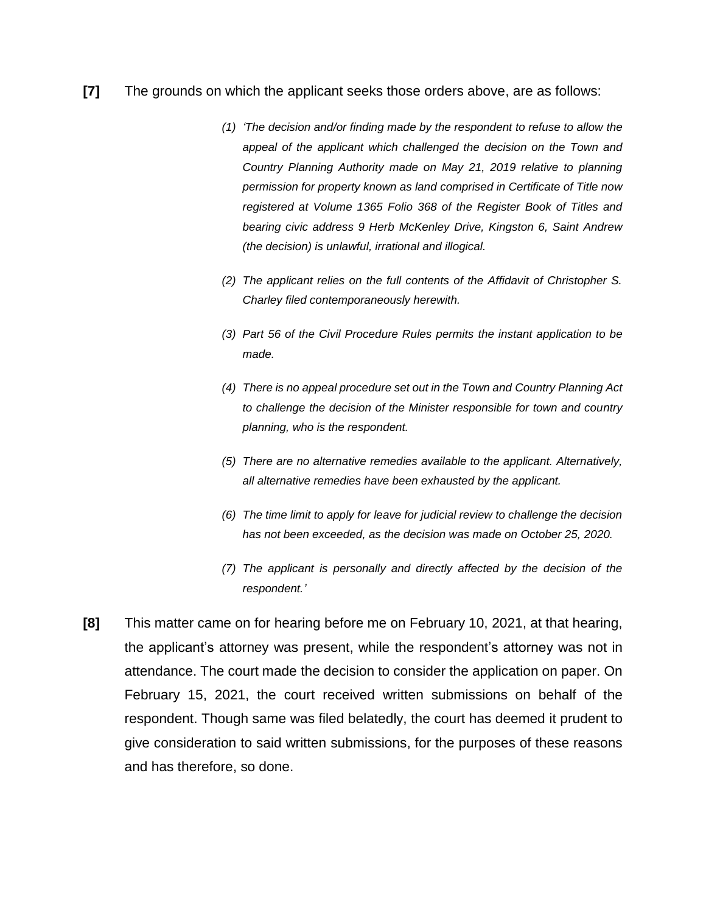**[7]** The grounds on which the applicant seeks those orders above, are as follows:

> *(1) 'The decision and/or finding made by the respondent to refuse to allow the appeal of the applicant which challenged the decision on the Town and Country Planning Authority made on May 21, 2019 relative to planning permission for property known as land comprised in Certificate of Title now registered at Volume 1365 Folio 368 of the Register Book of Titles and bearing civic address 9 Herb McKenley Drive, Kingston 6, Saint Andrew (the decision) is unlawful, irrational and illogical.*
>
> *(2) The applicant relies on the full contents of the Affidavit of Christopher S. Charley filed contemporaneously herewith.*
>
> *(3) Part 56 of the Civil Procedure Rules permits the instant application to be made.*
>
> *(4) There is no appeal procedure set out in the Town and Country Planning Act to challenge the decision of the Minister responsible for town and country planning, who is the respondent.*
>
> *(5) There are no alternative remedies available to the applicant. Alternatively, all alternative remedies have been exhausted by the applicant.*
>
> *(6) The time limit to apply for leave for judicial review to challenge the decision has not been exceeded, as the decision was made on October 25, 2020.*
>
> *(7) The applicant is personally and directly affected by the decision of the respondent.'*

**[8]** This matter came on for hearing before me on February 10, 2021, at that hearing, the applicant's attorney was present, while the respondent's attorney was not in attendance. The court made the decision to consider the application on paper. On February 15, 2021, the court received written submissions on behalf of the respondent. Though same was filed belatedly, the court has deemed it prudent to give consideration to said written submissions, for the purposes of these reasons and has therefore, so done.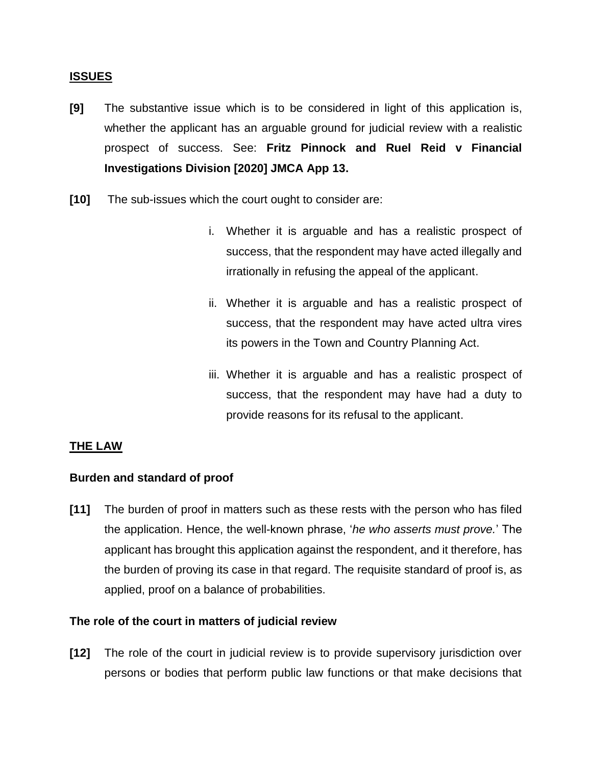## ISSUES

**[9]** The substantive issue which is to be considered in light of this application is, whether the applicant has an arguable ground for judicial review with a realistic prospect of success. See: **Fritz Pinnock and Ruel Reid v Financial Investigations Division [2020] JMCA App 13.**

**[10]** The sub-issues which the court ought to consider are:

i. Whether it is arguable and has a realistic prospect of success, that the respondent may have acted illegally and irrationally in refusing the appeal of the applicant.

ii. Whether it is arguable and has a realistic prospect of success, that the respondent may have acted ultra vires its powers in the Town and Country Planning Act.

iii. Whether it is arguable and has a realistic prospect of success, that the respondent may have had a duty to provide reasons for its refusal to the applicant.

## THE LAW

### Burden and standard of proof

**[11]** The burden of proof in matters such as these rests with the person who has filed the application. Hence, the well-known phrase, '*he who asserts must prove.*' The applicant has brought this application against the respondent, and it therefore, has the burden of proving its case in that regard. The requisite standard of proof is, as applied, proof on a balance of probabilities.

### The role of the court in matters of judicial review

**[12]** The role of the court in judicial review is to provide supervisory jurisdiction over persons or bodies that perform public law functions or that make decisions that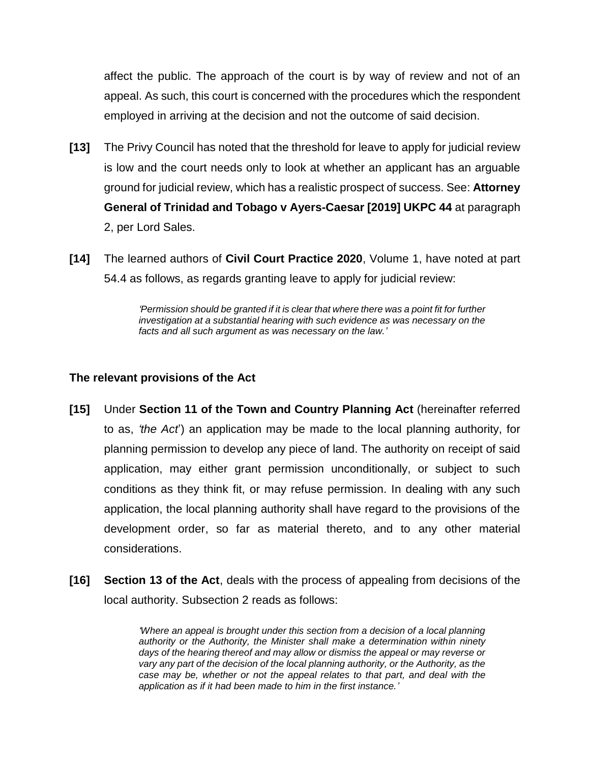affect the public. The approach of the court is by way of review and not of an appeal. As such, this court is concerned with the procedures which the respondent employed in arriving at the decision and not the outcome of said decision.

**[13]** The Privy Council has noted that the threshold for leave to apply for judicial review is low and the court needs only to look at whether an applicant has an arguable ground for judicial review, which has a realistic prospect of success. See: **Attorney General of Trinidad and Tobago v Ayers-Caesar [2019] UKPC 44** at paragraph 2, per Lord Sales.

**[14]** The learned authors of **Civil Court Practice 2020**, Volume 1, have noted at part 54.4 as follows, as regards granting leave to apply for judicial review:

> *'Permission should be granted if it is clear that where there was a point fit for further investigation at a substantial hearing with such evidence as was necessary on the facts and all such argument as was necessary on the law.'*

## The relevant provisions of the Act

**[15]** Under **Section 11 of the Town and Country Planning Act** (hereinafter referred to as, *'the Act'*) an application may be made to the local planning authority, for planning permission to develop any piece of land. The authority on receipt of said application, may either grant permission unconditionally, or subject to such conditions as they think fit, or may refuse permission. In dealing with any such application, the local planning authority shall have regard to the provisions of the development order, so far as material thereto, and to any other material considerations.

**[16]** **Section 13 of the Act**, deals with the process of appealing from decisions of the local authority. Subsection 2 reads as follows:

> *'Where an appeal is brought under this section from a decision of a local planning authority or the Authority, the Minister shall make a determination within ninety days of the hearing thereof and may allow or dismiss the appeal or may reverse or vary any part of the decision of the local planning authority, or the Authority, as the case may be, whether or not the appeal relates to that part, and deal with the application as if it had been made to him in the first instance.'*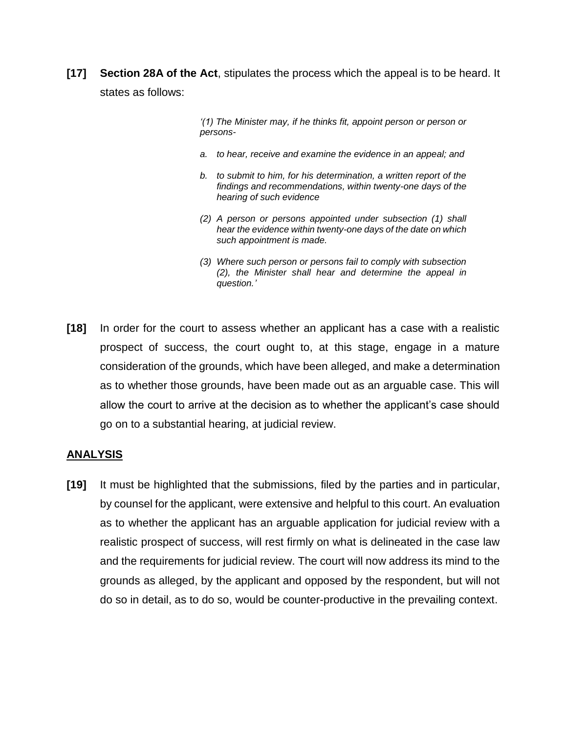**[17]** **Section 28A of the Act**, stipulates the process which the appeal is to be heard. It states as follows:

> *'(1) The Minister may, if he thinks fit, appoint person or person or persons-*
>
> *a. to hear, receive and examine the evidence in an appeal; and*
>
> *b. to submit to him, for his determination, a written report of the findings and recommendations, within twenty-one days of the hearing of such evidence*
>
> *(2) A person or persons appointed under subsection (1) shall hear the evidence within twenty-one days of the date on which such appointment is made.*
>
> *(3) Where such person or persons fail to comply with subsection (2), the Minister shall hear and determine the appeal in question.'*

**[18]** In order for the court to assess whether an applicant has a case with a realistic prospect of success, the court ought to, at this stage, engage in a mature consideration of the grounds, which have been alleged, and make a determination as to whether those grounds, have been made out as an arguable case. This will allow the court to arrive at the decision as to whether the applicant's case should go on to a substantial hearing, at judicial review.

## ANALYSIS

**[19]** It must be highlighted that the submissions, filed by the parties and in particular, by counsel for the applicant, were extensive and helpful to this court. An evaluation as to whether the applicant has an arguable application for judicial review with a realistic prospect of success, will rest firmly on what is delineated in the case law and the requirements for judicial review. The court will now address its mind to the grounds as alleged, by the applicant and opposed by the respondent, but will not do so in detail, as to do so, would be counter-productive in the prevailing context.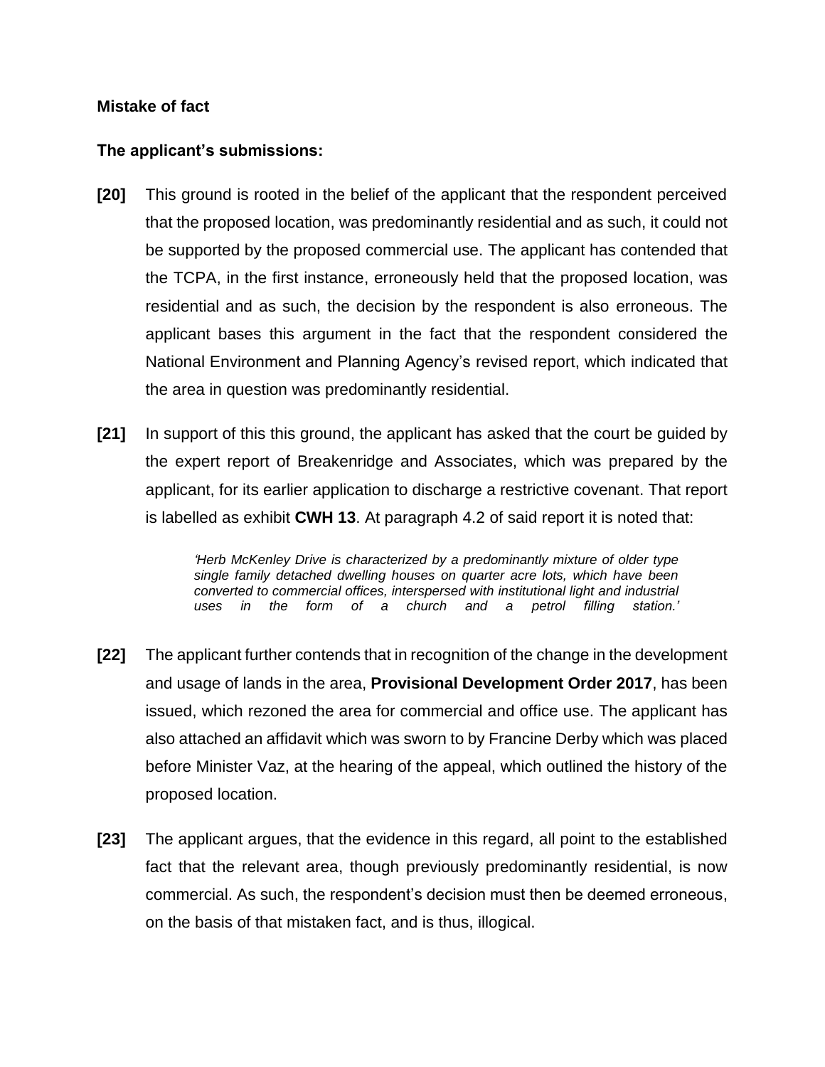**Mistake of fact**

**The applicant's submissions:**

**[20]** This ground is rooted in the belief of the applicant that the respondent perceived that the proposed location, was predominantly residential and as such, it could not be supported by the proposed commercial use. The applicant has contended that the TCPA, in the first instance, erroneously held that the proposed location, was residential and as such, the decision by the respondent is also erroneous. The applicant bases this argument in the fact that the respondent considered the National Environment and Planning Agency's revised report, which indicated that the area in question was predominantly residential.

**[21]** In support of this this ground, the applicant has asked that the court be guided by the expert report of Breakenridge and Associates, which was prepared by the applicant, for its earlier application to discharge a restrictive covenant. That report is labelled as exhibit **CWH 13**. At paragraph 4.2 of said report it is noted that:

> *'Herb McKenley Drive is characterized by a predominantly mixture of older type single family detached dwelling houses on quarter acre lots, which have been converted to commercial offices, interspersed with institutional light and industrial uses in the form of a church and a petrol filling station.'*

**[22]** The applicant further contends that in recognition of the change in the development and usage of lands in the area, **Provisional Development Order 2017**, has been issued, which rezoned the area for commercial and office use. The applicant has also attached an affidavit which was sworn to by Francine Derby which was placed before Minister Vaz, at the hearing of the appeal, which outlined the history of the proposed location.

**[23]** The applicant argues, that the evidence in this regard, all point to the established fact that the relevant area, though previously predominantly residential, is now commercial. As such, the respondent's decision must then be deemed erroneous, on the basis of that mistaken fact, and is thus, illogical.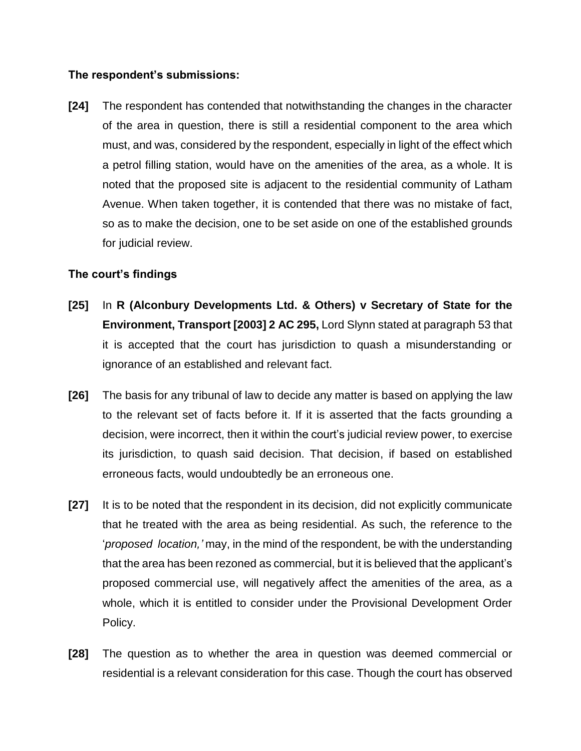**The respondent's submissions:**

**[24]** The respondent has contended that notwithstanding the changes in the character of the area in question, there is still a residential component to the area which must, and was, considered by the respondent, especially in light of the effect which a petrol filling station, would have on the amenities of the area, as a whole. It is noted that the proposed site is adjacent to the residential community of Latham Avenue. When taken together, it is contended that there was no mistake of fact, so as to make the decision, one to be set aside on one of the established grounds for judicial review.

**The court's findings**

**[25]** In **R (Alconbury Developments Ltd. & Others) v Secretary of State for the Environment, Transport [2003] 2 AC 295,** Lord Slynn stated at paragraph 53 that it is accepted that the court has jurisdiction to quash a misunderstanding or ignorance of an established and relevant fact.

**[26]** The basis for any tribunal of law to decide any matter is based on applying the law to the relevant set of facts before it. If it is asserted that the facts grounding a decision, were incorrect, then it within the court's judicial review power, to exercise its jurisdiction, to quash said decision. That decision, if based on established erroneous facts, would undoubtedly be an erroneous one.

**[27]** It is to be noted that the respondent in its decision, did not explicitly communicate that he treated with the area as being residential. As such, the reference to the '*proposed location,'* may, in the mind of the respondent, be with the understanding that the area has been rezoned as commercial, but it is believed that the applicant's proposed commercial use, will negatively affect the amenities of the area, as a whole, which it is entitled to consider under the Provisional Development Order Policy.

**[28]** The question as to whether the area in question was deemed commercial or residential is a relevant consideration for this case. Though the court has observed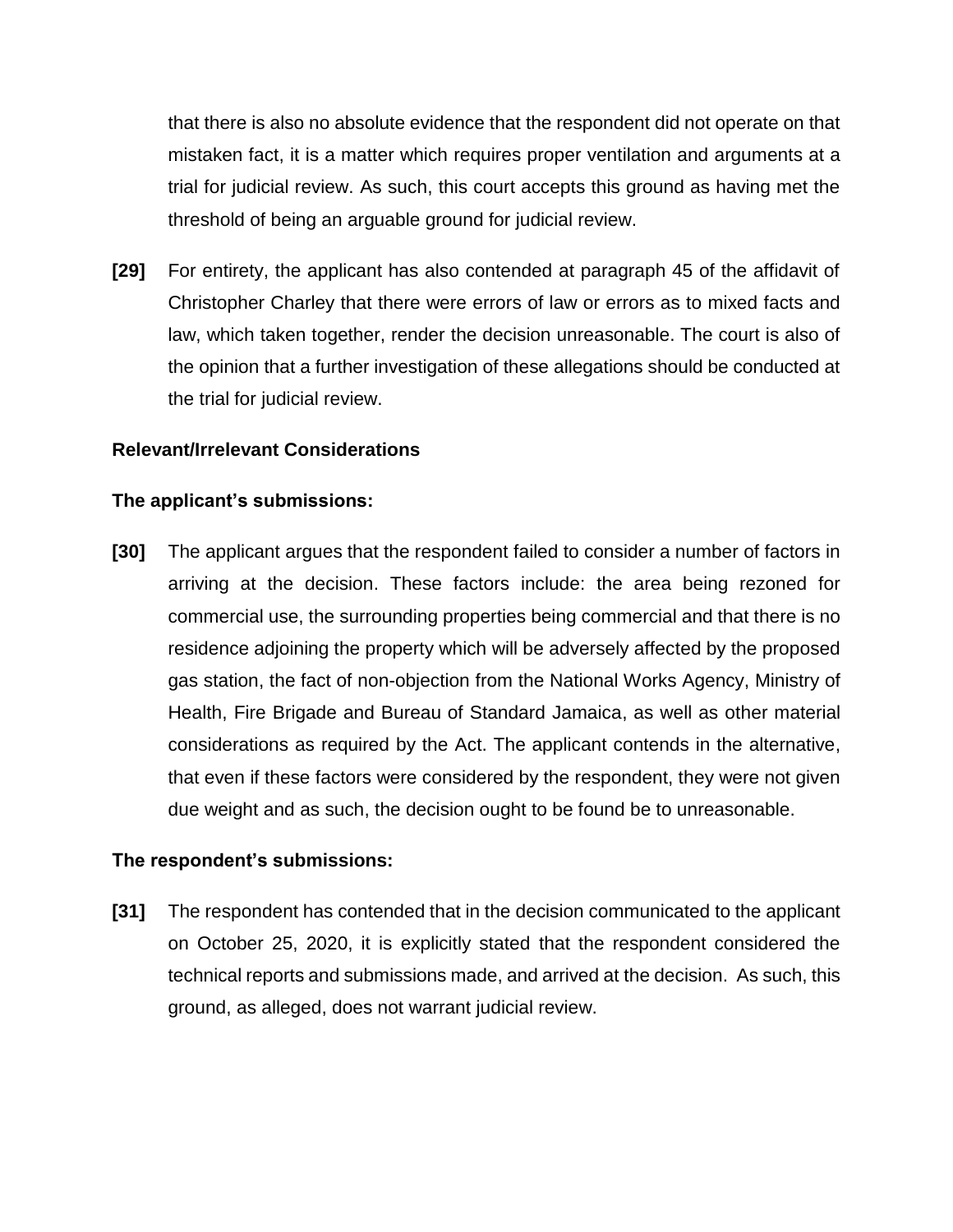that there is also no absolute evidence that the respondent did not operate on that mistaken fact, it is a matter which requires proper ventilation and arguments at a trial for judicial review. As such, this court accepts this ground as having met the threshold of being an arguable ground for judicial review.

**[29]** For entirety, the applicant has also contended at paragraph 45 of the affidavit of Christopher Charley that there were errors of law or errors as to mixed facts and law, which taken together, render the decision unreasonable. The court is also of the opinion that a further investigation of these allegations should be conducted at the trial for judicial review.

**Relevant/Irrelevant Considerations**

**The applicant's submissions:**

**[30]** The applicant argues that the respondent failed to consider a number of factors in arriving at the decision. These factors include: the area being rezoned for commercial use, the surrounding properties being commercial and that there is no residence adjoining the property which will be adversely affected by the proposed gas station, the fact of non-objection from the National Works Agency, Ministry of Health, Fire Brigade and Bureau of Standard Jamaica, as well as other material considerations as required by the Act. The applicant contends in the alternative, that even if these factors were considered by the respondent, they were not given due weight and as such, the decision ought to be found be to unreasonable.

**The respondent's submissions:**

**[31]** The respondent has contended that in the decision communicated to the applicant on October 25, 2020, it is explicitly stated that the respondent considered the technical reports and submissions made, and arrived at the decision. As such, this ground, as alleged, does not warrant judicial review.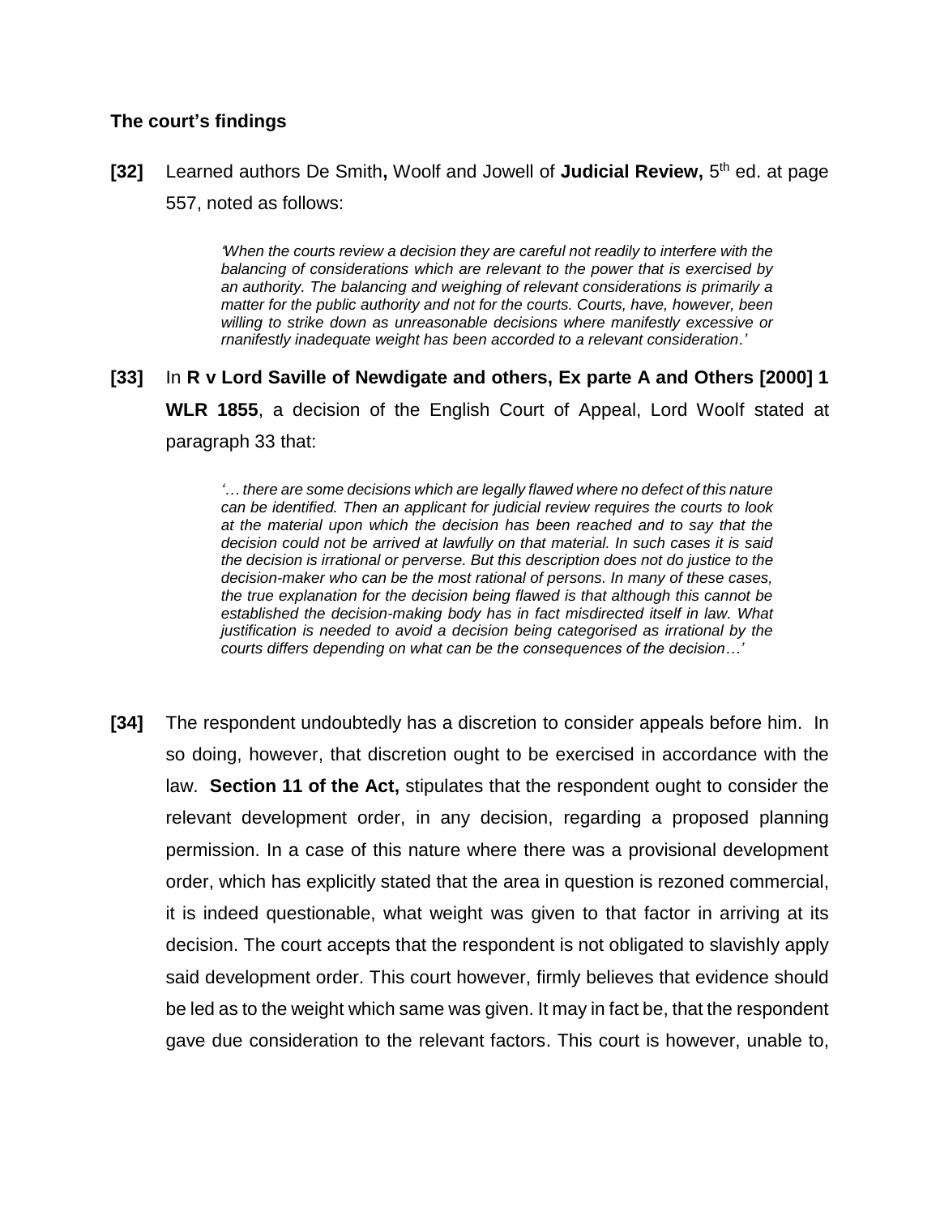### The court's findings

**[32]** Learned authors De Smith**,** Woolf and Jowell of **Judicial Review,** 5th ed. at page 557, noted as follows:

> *'When the courts review a decision they are careful not readily to interfere with the balancing of considerations which are relevant to the power that is exercised by an authority. The balancing and weighing of relevant considerations is primarily a matter for the public authority and not for the courts. Courts, have, however, been willing to strike down as unreasonable decisions where manifestly excessive or rnanifestly inadequate weight has been accorded to a relevant consideration.'*

**[33]** In **R v Lord Saville of Newdigate and others, Ex parte A and Others [2000] 1 WLR 1855**, a decision of the English Court of Appeal, Lord Woolf stated at paragraph 33 that:

> *'… there are some decisions which are legally flawed where no defect of this nature can be identified. Then an applicant for judicial review requires the courts to look at the material upon which the decision has been reached and to say that the decision could not be arrived at lawfully on that material. In such cases it is said the decision is irrational or perverse. But this description does not do justice to the decision-maker who can be the most rational of persons. In many of these cases, the true explanation for the decision being flawed is that although this cannot be established the decision-making body has in fact misdirected itself in law. What justification is needed to avoid a decision being categorised as irrational by the courts differs depending on what can be the consequences of the decision…'*

**[34]** The respondent undoubtedly has a discretion to consider appeals before him. In so doing, however, that discretion ought to be exercised in accordance with the law. **Section 11 of the Act,** stipulates that the respondent ought to consider the relevant development order, in any decision, regarding a proposed planning permission. In a case of this nature where there was a provisional development order, which has explicitly stated that the area in question is rezoned commercial, it is indeed questionable, what weight was given to that factor in arriving at its decision. The court accepts that the respondent is not obligated to slavishly apply said development order. This court however, firmly believes that evidence should be led as to the weight which same was given. It may in fact be, that the respondent gave due consideration to the relevant factors. This court is however, unable to,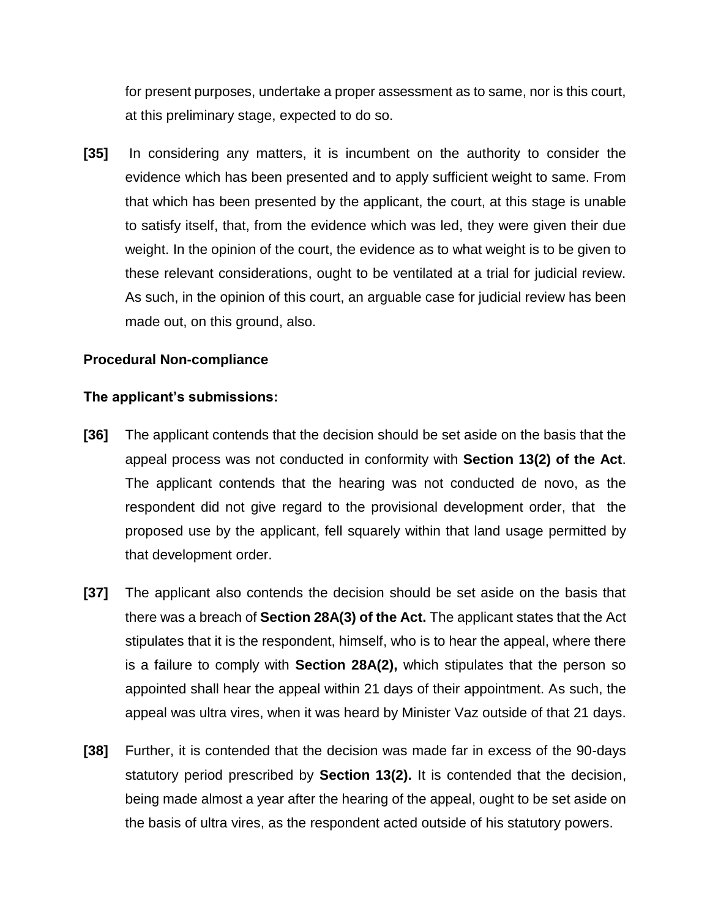for present purposes, undertake a proper assessment as to same, nor is this court, at this preliminary stage, expected to do so.

**[35]** In considering any matters, it is incumbent on the authority to consider the evidence which has been presented and to apply sufficient weight to same. From that which has been presented by the applicant, the court, at this stage is unable to satisfy itself, that, from the evidence which was led, they were given their due weight. In the opinion of the court, the evidence as to what weight is to be given to these relevant considerations, ought to be ventilated at a trial for judicial review. As such, in the opinion of this court, an arguable case for judicial review has been made out, on this ground, also.

**Procedural Non-compliance**

**The applicant's submissions:**

**[36]** The applicant contends that the decision should be set aside on the basis that the appeal process was not conducted in conformity with **Section 13(2) of the Act**. The applicant contends that the hearing was not conducted de novo, as the respondent did not give regard to the provisional development order, that the proposed use by the applicant, fell squarely within that land usage permitted by that development order.

**[37]** The applicant also contends the decision should be set aside on the basis that there was a breach of **Section 28A(3) of the Act.** The applicant states that the Act stipulates that it is the respondent, himself, who is to hear the appeal, where there is a failure to comply with **Section 28A(2),** which stipulates that the person so appointed shall hear the appeal within 21 days of their appointment. As such, the appeal was ultra vires, when it was heard by Minister Vaz outside of that 21 days.

**[38]** Further, it is contended that the decision was made far in excess of the 90-days statutory period prescribed by **Section 13(2).** It is contended that the decision, being made almost a year after the hearing of the appeal, ought to be set aside on the basis of ultra vires, as the respondent acted outside of his statutory powers.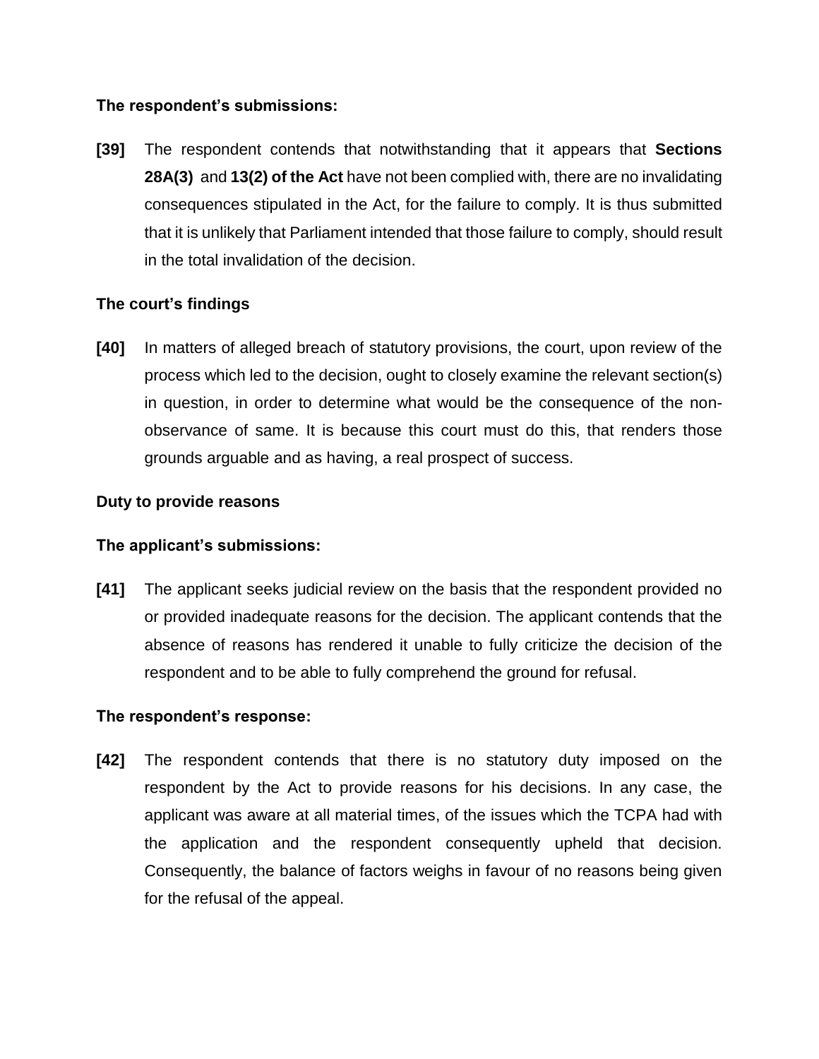**The respondent's submissions:**

**[39]** The respondent contends that notwithstanding that it appears that **Sections 28A(3)** and **13(2) of the Act** have not been complied with, there are no invalidating consequences stipulated in the Act, for the failure to comply. It is thus submitted that it is unlikely that Parliament intended that those failure to comply, should result in the total invalidation of the decision.

**The court's findings**

**[40]** In matters of alleged breach of statutory provisions, the court, upon review of the process which led to the decision, ought to closely examine the relevant section(s) in question, in order to determine what would be the consequence of the non-observance of same. It is because this court must do this, that renders those grounds arguable and as having, a real prospect of success.

**Duty to provide reasons**

**The applicant's submissions:**

**[41]** The applicant seeks judicial review on the basis that the respondent provided no or provided inadequate reasons for the decision. The applicant contends that the absence of reasons has rendered it unable to fully criticize the decision of the respondent and to be able to fully comprehend the ground for refusal.

**The respondent's response:**

**[42]** The respondent contends that there is no statutory duty imposed on the respondent by the Act to provide reasons for his decisions. In any case, the applicant was aware at all material times, of the issues which the TCPA had with the application and the respondent consequently upheld that decision. Consequently, the balance of factors weighs in favour of no reasons being given for the refusal of the appeal.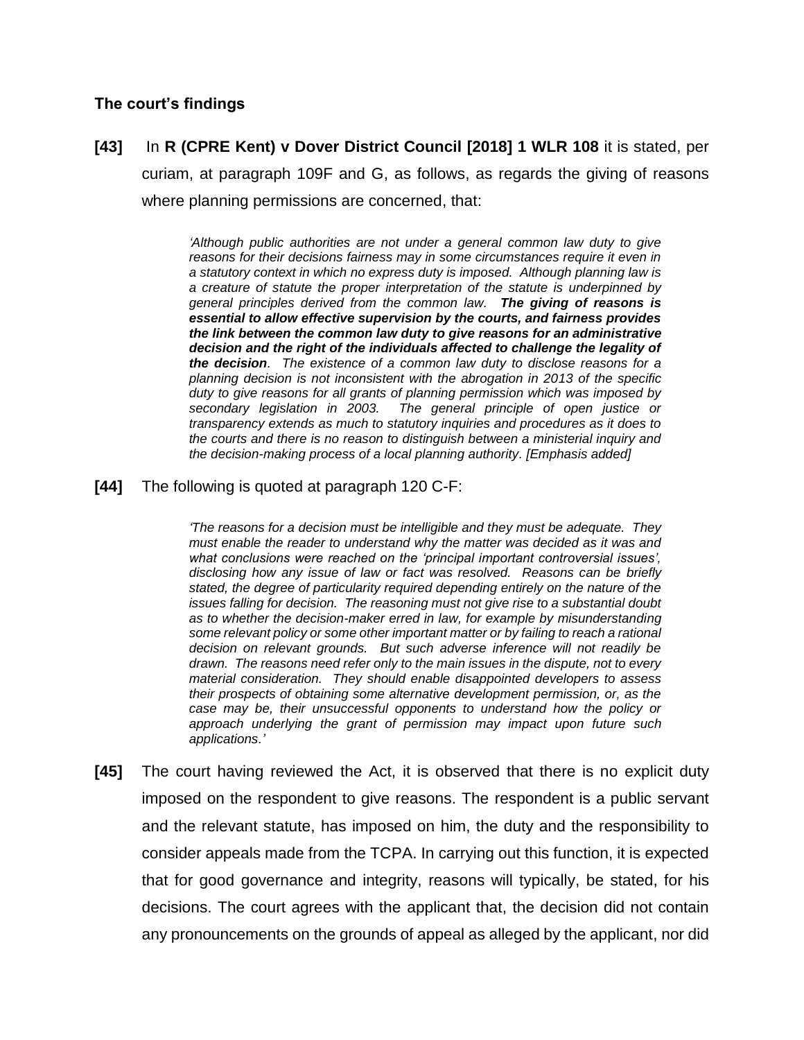### The court's findings

**[43]** In **R (CPRE Kent) v Dover District Council [2018] 1 WLR 108** it is stated, per curiam, at paragraph 109F and G, as follows, as regards the giving of reasons where planning permissions are concerned, that:

> *'Although public authorities are not under a general common law duty to give reasons for their decisions fairness may in some circumstances require it even in a statutory context in which no express duty is imposed. Although planning law is a creature of statute the proper interpretation of the statute is underpinned by general principles derived from the common law.* ***The giving of reasons is essential to allow effective supervision by the courts, and fairness provides the link between the common law duty to give reasons for an administrative decision and the right of the individuals affected to challenge the legality of the decision****. The existence of a common law duty to disclose reasons for a planning decision is not inconsistent with the abrogation in 2013 of the specific duty to give reasons for all grants of planning permission which was imposed by secondary legislation in 2003. The general principle of open justice or transparency extends as much to statutory inquiries and procedures as it does to the courts and there is no reason to distinguish between a ministerial inquiry and the decision-making process of a local planning authority. [Emphasis added]*

**[44]** The following is quoted at paragraph 120 C-F:

> *'The reasons for a decision must be intelligible and they must be adequate. They must enable the reader to understand why the matter was decided as it was and what conclusions were reached on the 'principal important controversial issues', disclosing how any issue of law or fact was resolved. Reasons can be briefly stated, the degree of particularity required depending entirely on the nature of the issues falling for decision. The reasoning must not give rise to a substantial doubt as to whether the decision-maker erred in law, for example by misunderstanding some relevant policy or some other important matter or by failing to reach a rational decision on relevant grounds. But such adverse inference will not readily be drawn. The reasons need refer only to the main issues in the dispute, not to every material consideration. They should enable disappointed developers to assess their prospects of obtaining some alternative development permission, or, as the case may be, their unsuccessful opponents to understand how the policy or approach underlying the grant of permission may impact upon future such applications.'*

**[45]** The court having reviewed the Act, it is observed that there is no explicit duty imposed on the respondent to give reasons. The respondent is a public servant and the relevant statute, has imposed on him, the duty and the responsibility to consider appeals made from the TCPA. In carrying out this function, it is expected that for good governance and integrity, reasons will typically, be stated, for his decisions. The court agrees with the applicant that, the decision did not contain any pronouncements on the grounds of appeal as alleged by the applicant, nor did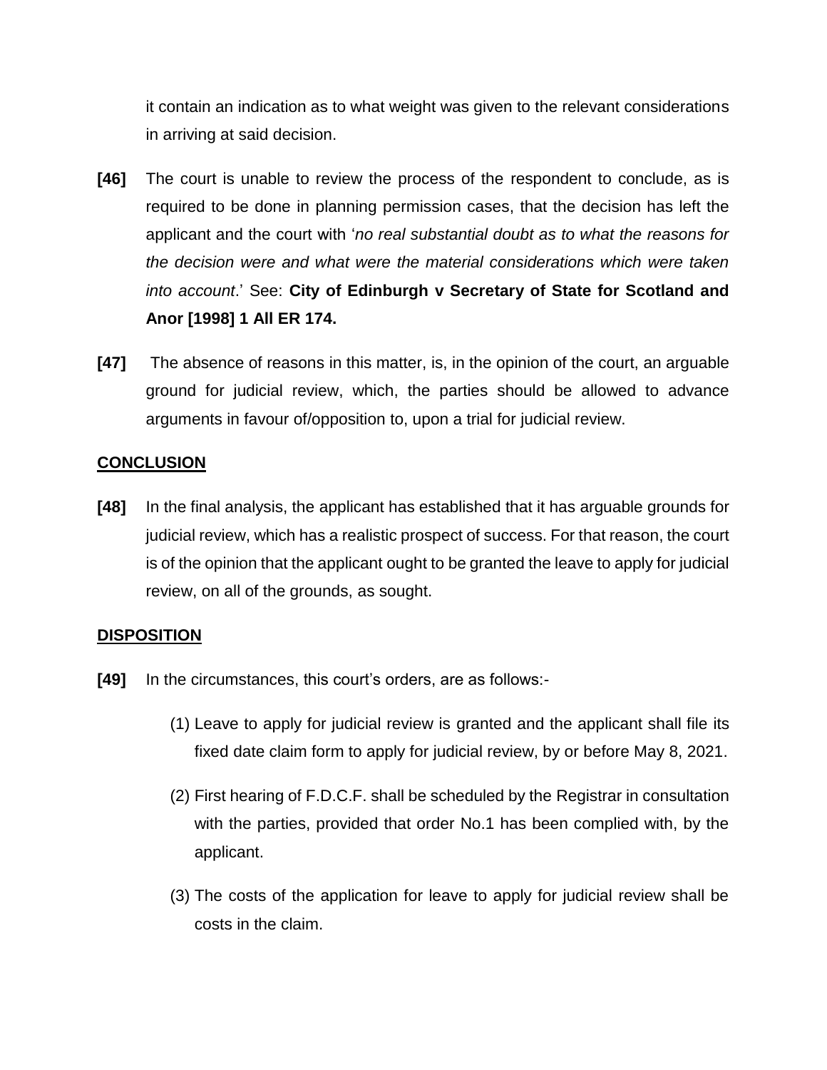it contain an indication as to what weight was given to the relevant considerations in arriving at said decision.

**[46]** The court is unable to review the process of the respondent to conclude, as is required to be done in planning permission cases, that the decision has left the applicant and the court with '*no real substantial doubt as to what the reasons for the decision were and what were the material considerations which were taken into account*.' See: **City of Edinburgh v Secretary of State for Scotland and Anor [1998] 1 All ER 174.**

**[47]** The absence of reasons in this matter, is, in the opinion of the court, an arguable ground for judicial review, which, the parties should be allowed to advance arguments in favour of/opposition to, upon a trial for judicial review.

## CONCLUSION

**[48]** In the final analysis, the applicant has established that it has arguable grounds for judicial review, which has a realistic prospect of success. For that reason, the court is of the opinion that the applicant ought to be granted the leave to apply for judicial review, on all of the grounds, as sought.

## DISPOSITION

**[49]** In the circumstances, this court's orders, are as follows:-

(1) Leave to apply for judicial review is granted and the applicant shall file its fixed date claim form to apply for judicial review, by or before May 8, 2021.

(2) First hearing of F.D.C.F. shall be scheduled by the Registrar in consultation with the parties, provided that order No.1 has been complied with, by the applicant.

(3) The costs of the application for leave to apply for judicial review shall be costs in the claim.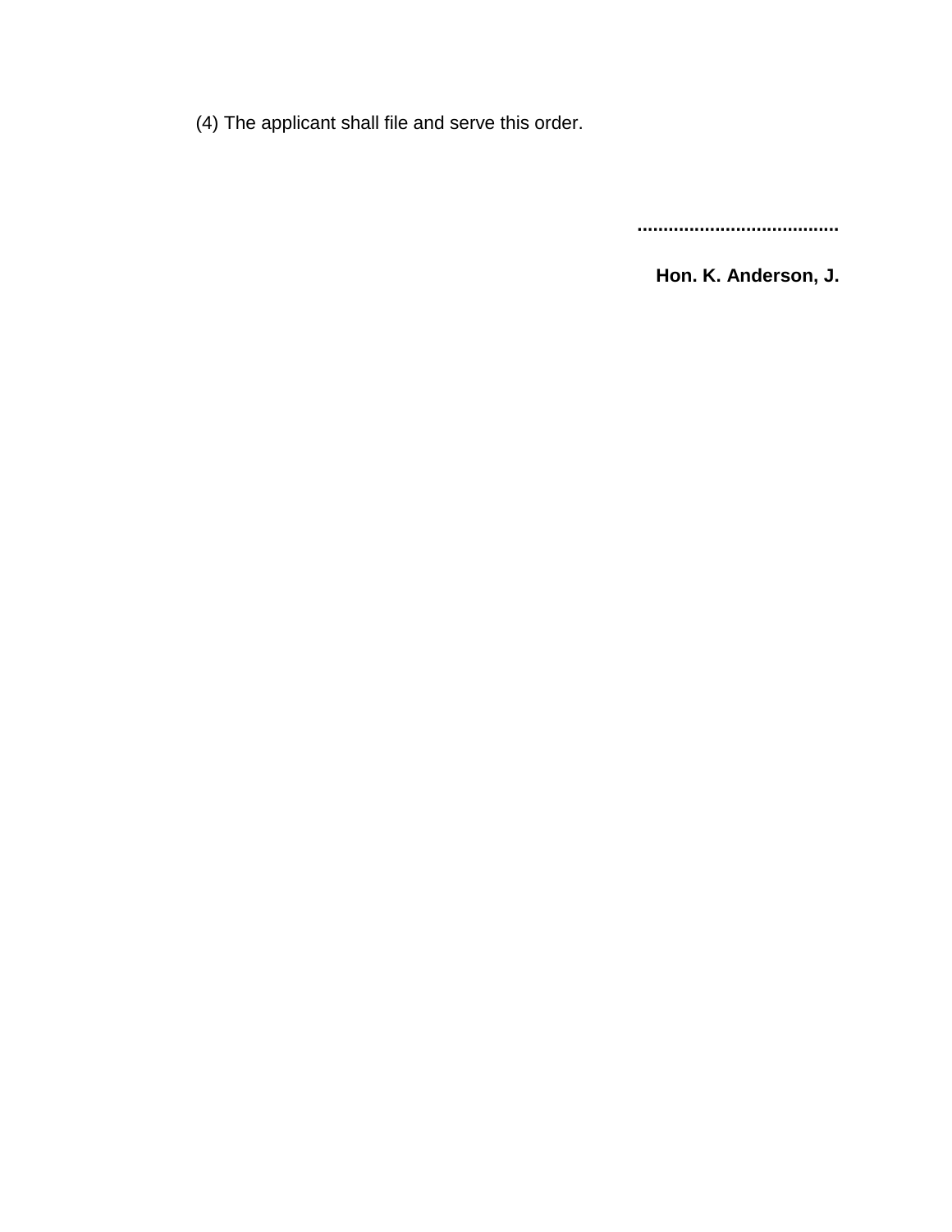(4) The applicant shall file and serve this order.

......................................

**Hon. K. Anderson, J.**